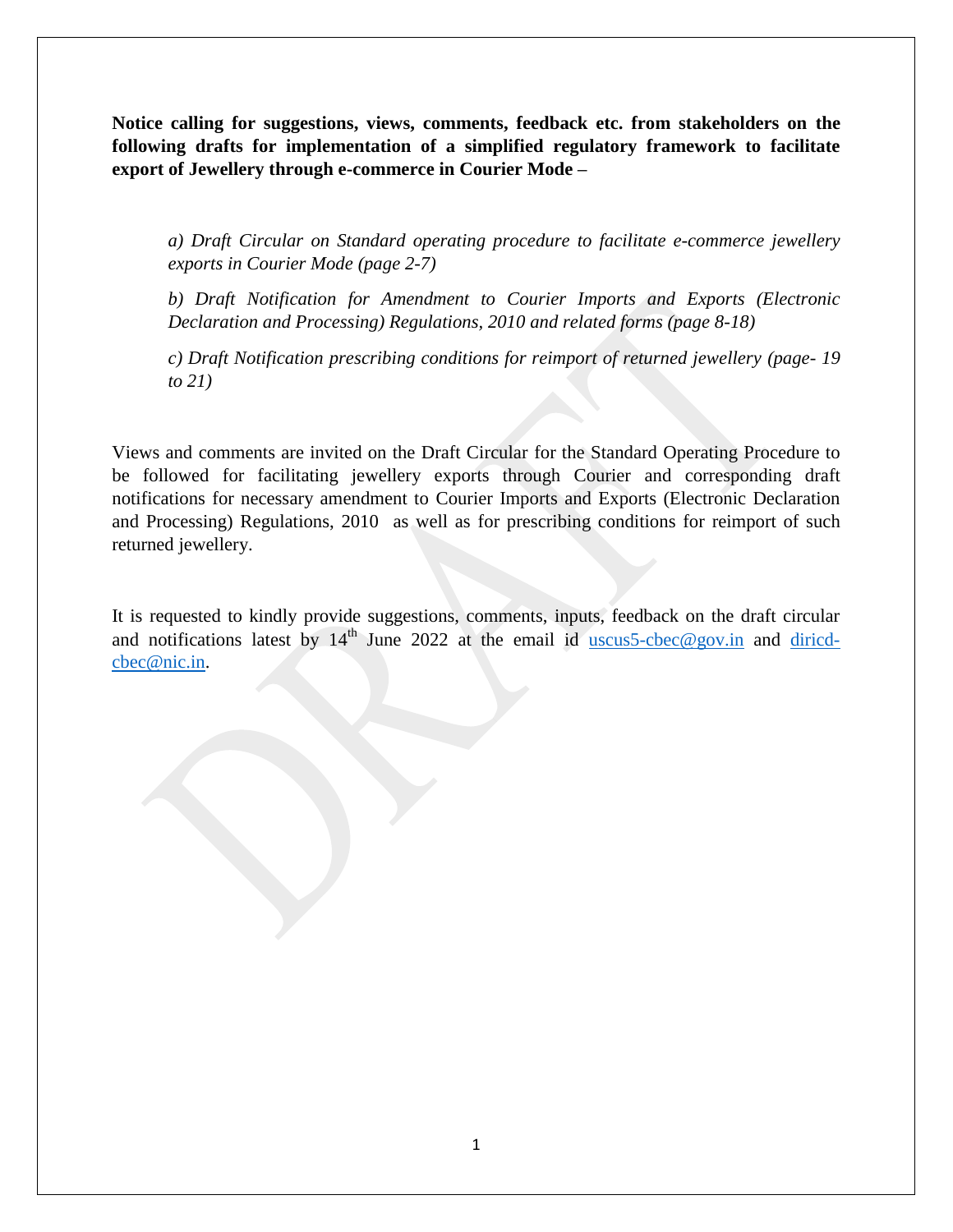**Notice calling for suggestions, views, comments, feedback etc. from stakeholders on the following drafts for implementation of a simplified regulatory framework to facilitate export of Jewellery through e-commerce in Courier Mode –**

*a) Draft Circular on Standard operating procedure to facilitate e-commerce jewellery exports in Courier Mode (page 2-7)*

*b) Draft Notification for Amendment to Courier Imports and Exports (Electronic Declaration and Processing) Regulations, 2010 and related forms (page 8-18)*

*c) Draft Notification prescribing conditions for reimport of returned jewellery (page- 19 to 21)*

Views and comments are invited on the Draft Circular for the Standard Operating Procedure to be followed for facilitating jewellery exports through Courier and corresponding draft notifications for necessary amendment to Courier Imports and Exports (Electronic Declaration and Processing) Regulations, 2010 as well as for prescribing conditions for reimport of such returned jewellery.

It is requested to kindly provide suggestions, comments, inputs, feedback on the draft circular and notifications latest by 14th June 2022 at the email id uscus5-cbec@gov.in and diricd-cbec@nic.in.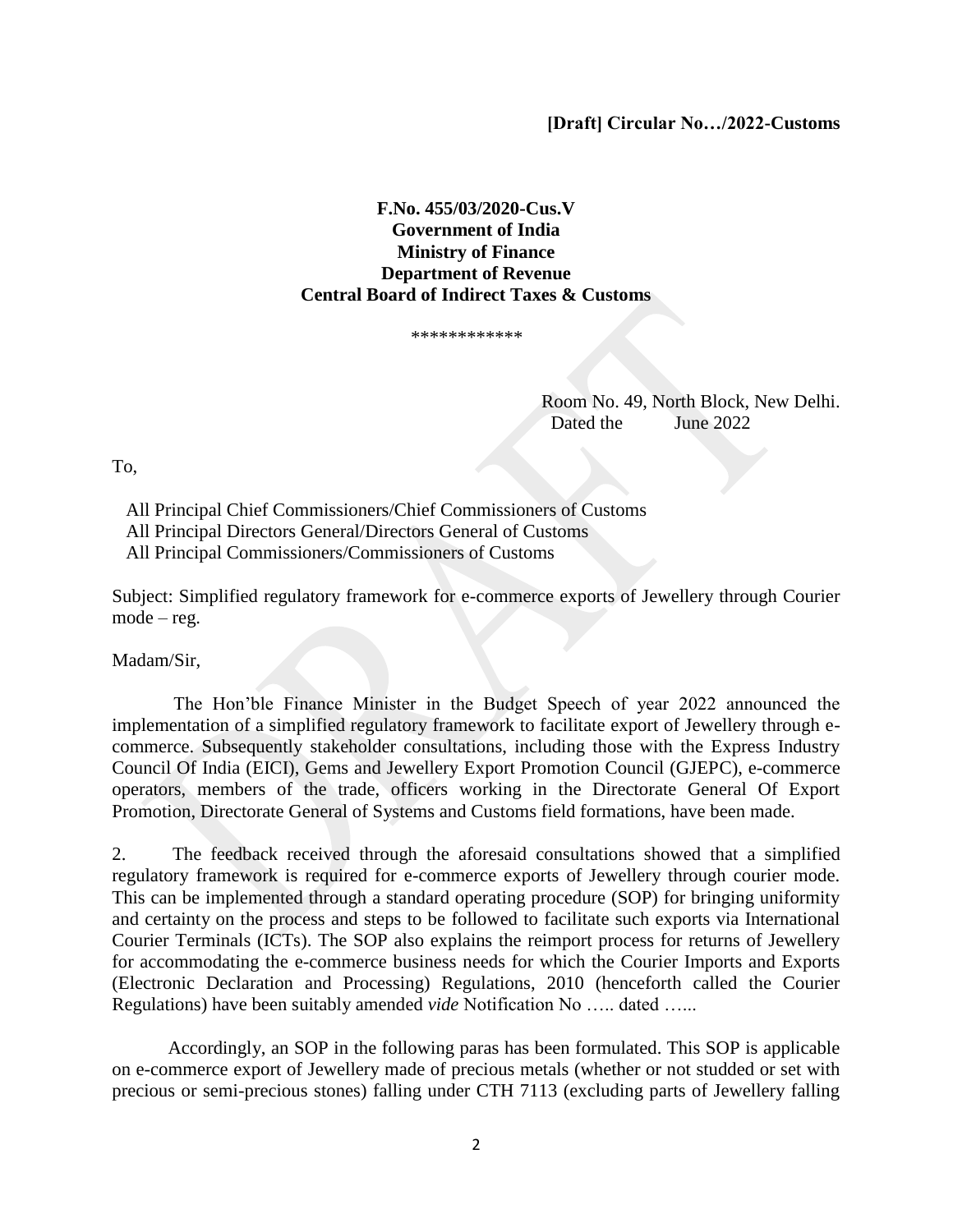**[Draft] Circular No…/2022-Customs**

**F.No. 455/03/2020-Cus.V**
**Government of India**
**Ministry of Finance**
**Department of Revenue**
**Central Board of Indirect Taxes & Customs**

\*\*\*\*\*\*\*\*\*\*\*\*

Room No. 49, North Block, New Delhi.
Dated the June 2022

To,

All Principal Chief Commissioners/Chief Commissioners of Customs
All Principal Directors General/Directors General of Customs
All Principal Commissioners/Commissioners of Customs

Subject: Simplified regulatory framework for e-commerce exports of Jewellery through Courier mode – reg.

Madam/Sir,

The Hon'ble Finance Minister in the Budget Speech of year 2022 announced the implementation of a simplified regulatory framework to facilitate export of Jewellery through e-commerce. Subsequently stakeholder consultations, including those with the Express Industry Council Of India (EICI), Gems and Jewellery Export Promotion Council (GJEPC), e-commerce operators, members of the trade, officers working in the Directorate General Of Export Promotion, Directorate General of Systems and Customs field formations, have been made.

2. The feedback received through the aforesaid consultations showed that a simplified regulatory framework is required for e-commerce exports of Jewellery through courier mode. This can be implemented through a standard operating procedure (SOP) for bringing uniformity and certainty on the process and steps to be followed to facilitate such exports via International Courier Terminals (ICTs). The SOP also explains the reimport process for returns of Jewellery for accommodating the e-commerce business needs for which the Courier Imports and Exports (Electronic Declaration and Processing) Regulations, 2010 (henceforth called the Courier Regulations) have been suitably amended *vide* Notification No ….. dated …...

Accordingly, an SOP in the following paras has been formulated. This SOP is applicable on e-commerce export of Jewellery made of precious metals (whether or not studded or set with precious or semi-precious stones) falling under CTH 7113 (excluding parts of Jewellery falling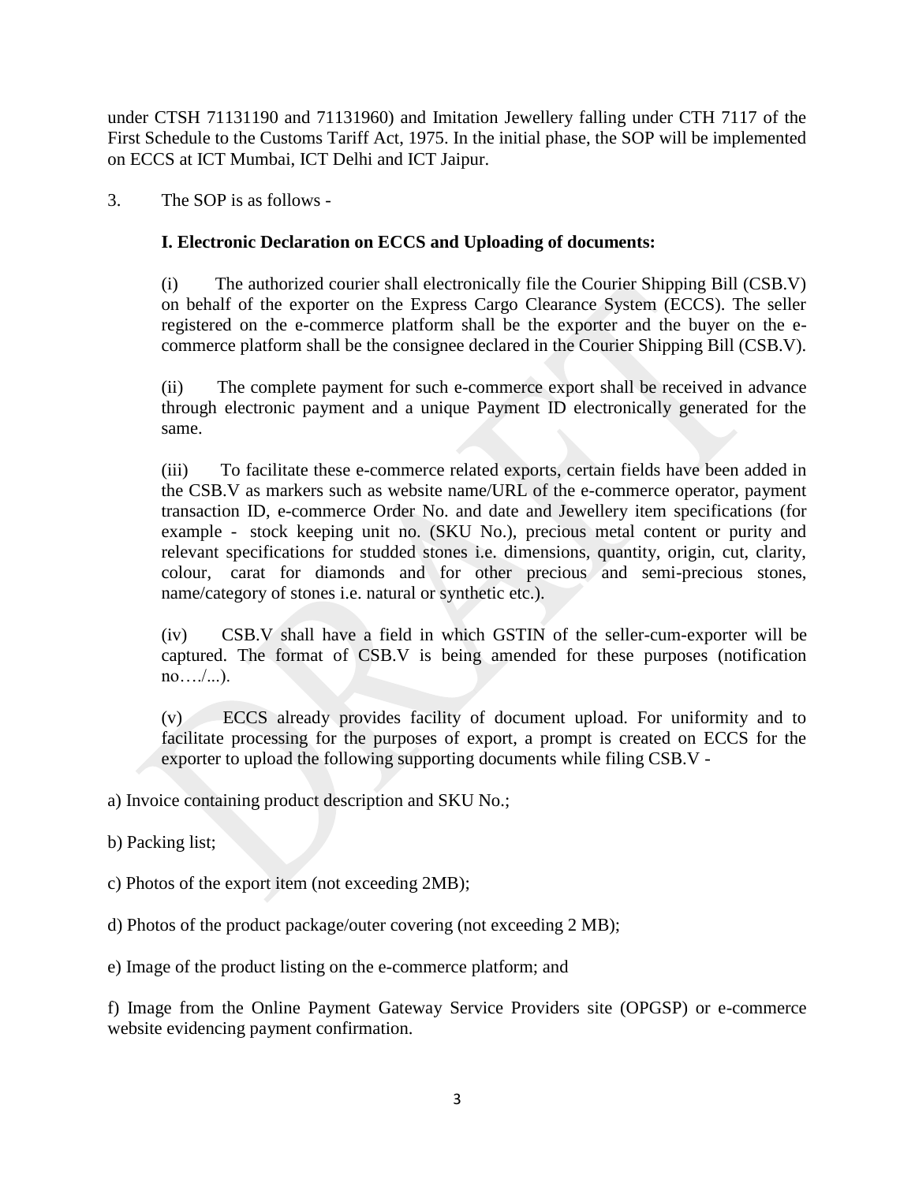under CTSH 71131190 and 71131960) and Imitation Jewellery falling under CTH 7117 of the First Schedule to the Customs Tariff Act, 1975. In the initial phase, the SOP will be implemented on ECCS at ICT Mumbai, ICT Delhi and ICT Jaipur.

3. The SOP is as follows -

**I. Electronic Declaration on ECCS and Uploading of documents:**

(i) The authorized courier shall electronically file the Courier Shipping Bill (CSB.V) on behalf of the exporter on the Express Cargo Clearance System (ECCS). The seller registered on the e-commerce platform shall be the exporter and the buyer on the e-commerce platform shall be the consignee declared in the Courier Shipping Bill (CSB.V).

(ii) The complete payment for such e-commerce export shall be received in advance through electronic payment and a unique Payment ID electronically generated for the same.

(iii) To facilitate these e-commerce related exports, certain fields have been added in the CSB.V as markers such as website name/URL of the e-commerce operator, payment transaction ID, e-commerce Order No. and date and Jewellery item specifications (for example - stock keeping unit no. (SKU No.), precious metal content or purity and relevant specifications for studded stones i.e. dimensions, quantity, origin, cut, clarity, colour, carat for diamonds and for other precious and semi-precious stones, name/category of stones i.e. natural or synthetic etc.).

(iv) CSB.V shall have a field in which GSTIN of the seller-cum-exporter will be captured. The format of CSB.V is being amended for these purposes (notification no…./...).

(v) ECCS already provides facility of document upload. For uniformity and to facilitate processing for the purposes of export, a prompt is created on ECCS for the exporter to upload the following supporting documents while filing CSB.V -

a) Invoice containing product description and SKU No.;

b) Packing list;

c) Photos of the export item (not exceeding 2MB);

d) Photos of the product package/outer covering (not exceeding 2 MB);

e) Image of the product listing on the e-commerce platform; and

f) Image from the Online Payment Gateway Service Providers site (OPGSP) or e-commerce website evidencing payment confirmation.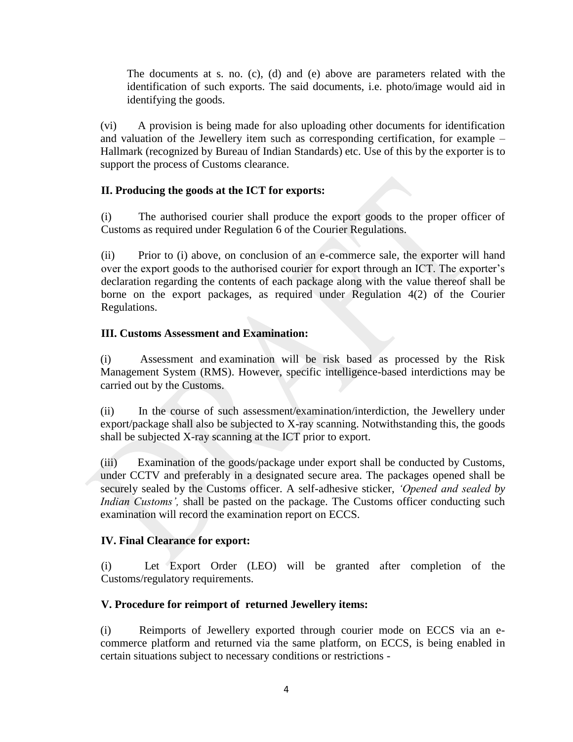The documents at s. no. (c), (d) and (e) above are parameters related with the identification of such exports. The said documents, i.e. photo/image would aid in identifying the goods.

(vi) A provision is being made for also uploading other documents for identification and valuation of the Jewellery item such as corresponding certification, for example – Hallmark (recognized by Bureau of Indian Standards) etc. Use of this by the exporter is to support the process of Customs clearance.

**II. Producing the goods at the ICT for exports:**

(i) The authorised courier shall produce the export goods to the proper officer of Customs as required under Regulation 6 of the Courier Regulations.

(ii) Prior to (i) above, on conclusion of an e-commerce sale, the exporter will hand over the export goods to the authorised courier for export through an ICT. The exporter's declaration regarding the contents of each package along with the value thereof shall be borne on the export packages, as required under Regulation 4(2) of the Courier Regulations.

**III. Customs Assessment and Examination:**

(i) Assessment and examination will be risk based as processed by the Risk Management System (RMS). However, specific intelligence-based interdictions may be carried out by the Customs.

(ii) In the course of such assessment/examination/interdiction, the Jewellery under export/package shall also be subjected to X-ray scanning. Notwithstanding this, the goods shall be subjected X-ray scanning at the ICT prior to export.

(iii) Examination of the goods/package under export shall be conducted by Customs, under CCTV and preferably in a designated secure area. The packages opened shall be securely sealed by the Customs officer. A self-adhesive sticker, *'Opened and sealed by Indian Customs',* shall be pasted on the package. The Customs officer conducting such examination will record the examination report on ECCS.

**IV. Final Clearance for export:**

(i) Let Export Order (LEO) will be granted after completion of the Customs/regulatory requirements.

**V. Procedure for reimport of returned Jewellery items:**

(i) Reimports of Jewellery exported through courier mode on ECCS via an e-commerce platform and returned via the same platform, on ECCS, is being enabled in certain situations subject to necessary conditions or restrictions -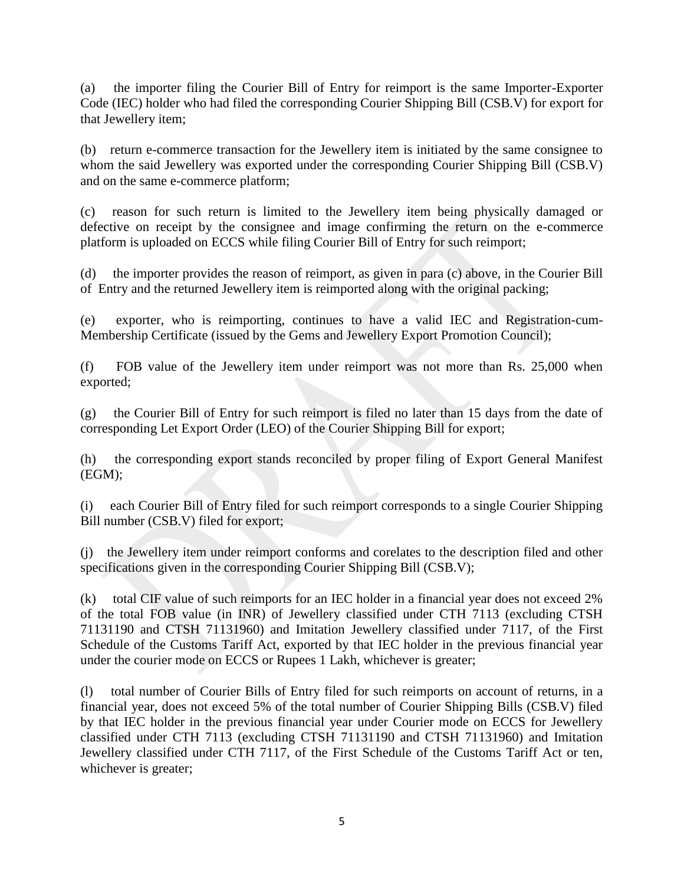(a) the importer filing the Courier Bill of Entry for reimport is the same Importer-Exporter Code (IEC) holder who had filed the corresponding Courier Shipping Bill (CSB.V) for export for that Jewellery item;

(b) return e-commerce transaction for the Jewellery item is initiated by the same consignee to whom the said Jewellery was exported under the corresponding Courier Shipping Bill (CSB.V) and on the same e-commerce platform;

(c) reason for such return is limited to the Jewellery item being physically damaged or defective on receipt by the consignee and image confirming the return on the e-commerce platform is uploaded on ECCS while filing Courier Bill of Entry for such reimport;

(d) the importer provides the reason of reimport, as given in para (c) above, in the Courier Bill of Entry and the returned Jewellery item is reimported along with the original packing;

(e) exporter, who is reimporting, continues to have a valid IEC and Registration-cum-Membership Certificate (issued by the Gems and Jewellery Export Promotion Council);

(f) FOB value of the Jewellery item under reimport was not more than Rs. 25,000 when exported;

(g) the Courier Bill of Entry for such reimport is filed no later than 15 days from the date of corresponding Let Export Order (LEO) of the Courier Shipping Bill for export;

(h) the corresponding export stands reconciled by proper filing of Export General Manifest (EGM);

(i) each Courier Bill of Entry filed for such reimport corresponds to a single Courier Shipping Bill number (CSB.V) filed for export;

(j) the Jewellery item under reimport conforms and corelates to the description filed and other specifications given in the corresponding Courier Shipping Bill (CSB.V);

(k) total CIF value of such reimports for an IEC holder in a financial year does not exceed 2% of the total FOB value (in INR) of Jewellery classified under CTH 7113 (excluding CTSH 71131190 and CTSH 71131960) and Imitation Jewellery classified under 7117, of the First Schedule of the Customs Tariff Act, exported by that IEC holder in the previous financial year under the courier mode on ECCS or Rupees 1 Lakh, whichever is greater;

(l) total number of Courier Bills of Entry filed for such reimports on account of returns, in a financial year, does not exceed 5% of the total number of Courier Shipping Bills (CSB.V) filed by that IEC holder in the previous financial year under Courier mode on ECCS for Jewellery classified under CTH 7113 (excluding CTSH 71131190 and CTSH 71131960) and Imitation Jewellery classified under CTH 7117, of the First Schedule of the Customs Tariff Act or ten, whichever is greater;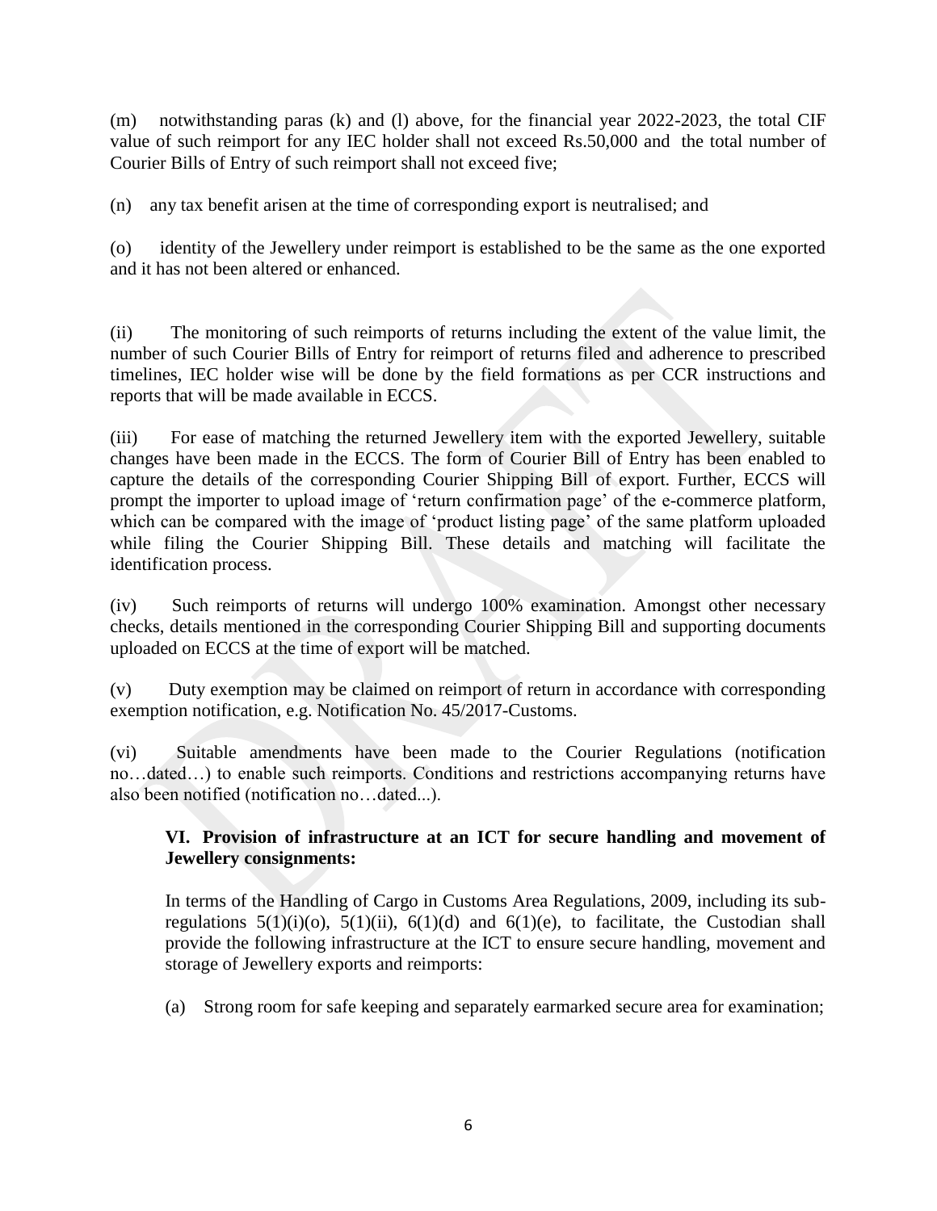(m) notwithstanding paras (k) and (l) above, for the financial year 2022-2023, the total CIF value of such reimport for any IEC holder shall not exceed Rs.50,000 and the total number of Courier Bills of Entry of such reimport shall not exceed five;

(n) any tax benefit arisen at the time of corresponding export is neutralised; and

(o) identity of the Jewellery under reimport is established to be the same as the one exported and it has not been altered or enhanced.

(ii) The monitoring of such reimports of returns including the extent of the value limit, the number of such Courier Bills of Entry for reimport of returns filed and adherence to prescribed timelines, IEC holder wise will be done by the field formations as per CCR instructions and reports that will be made available in ECCS.

(iii) For ease of matching the returned Jewellery item with the exported Jewellery, suitable changes have been made in the ECCS. The form of Courier Bill of Entry has been enabled to capture the details of the corresponding Courier Shipping Bill of export. Further, ECCS will prompt the importer to upload image of 'return confirmation page' of the e-commerce platform, which can be compared with the image of 'product listing page' of the same platform uploaded while filing the Courier Shipping Bill. These details and matching will facilitate the identification process.

(iv) Such reimports of returns will undergo 100% examination. Amongst other necessary checks, details mentioned in the corresponding Courier Shipping Bill and supporting documents uploaded on ECCS at the time of export will be matched.

(v) Duty exemption may be claimed on reimport of return in accordance with corresponding exemption notification, e.g. Notification No. 45/2017-Customs.

(vi) Suitable amendments have been made to the Courier Regulations (notification no…dated…) to enable such reimports. Conditions and restrictions accompanying returns have also been notified (notification no…dated...).

**VI. Provision of infrastructure at an ICT for secure handling and movement of Jewellery consignments:**

In terms of the Handling of Cargo in Customs Area Regulations, 2009, including its sub-regulations 5(1)(i)(o), 5(1)(ii), 6(1)(d) and 6(1)(e), to facilitate, the Custodian shall provide the following infrastructure at the ICT to ensure secure handling, movement and storage of Jewellery exports and reimports:

(a) Strong room for safe keeping and separately earmarked secure area for examination;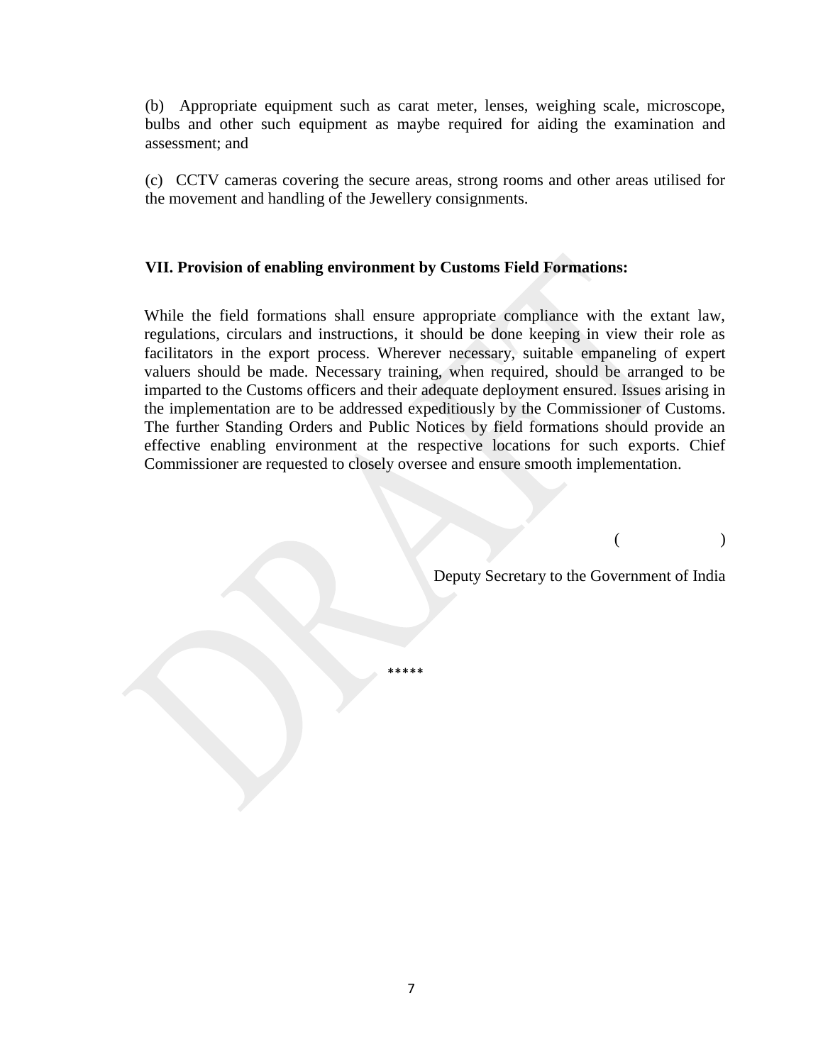(b) Appropriate equipment such as carat meter, lenses, weighing scale, microscope, bulbs and other such equipment as maybe required for aiding the examination and assessment; and

(c) CCTV cameras covering the secure areas, strong rooms and other areas utilised for the movement and handling of the Jewellery consignments.

**VII. Provision of enabling environment by Customs Field Formations:**

While the field formations shall ensure appropriate compliance with the extant law, regulations, circulars and instructions, it should be done keeping in view their role as facilitators in the export process. Wherever necessary, suitable empaneling of expert valuers should be made. Necessary training, when required, should be arranged to be imparted to the Customs officers and their adequate deployment ensured. Issues arising in the implementation are to be addressed expeditiously by the Commissioner of Customs. The further Standing Orders and Public Notices by field formations should provide an effective enabling environment at the respective locations for such exports. Chief Commissioner are requested to closely oversee and ensure smooth implementation.

( )

Deputy Secretary to the Government of India

*****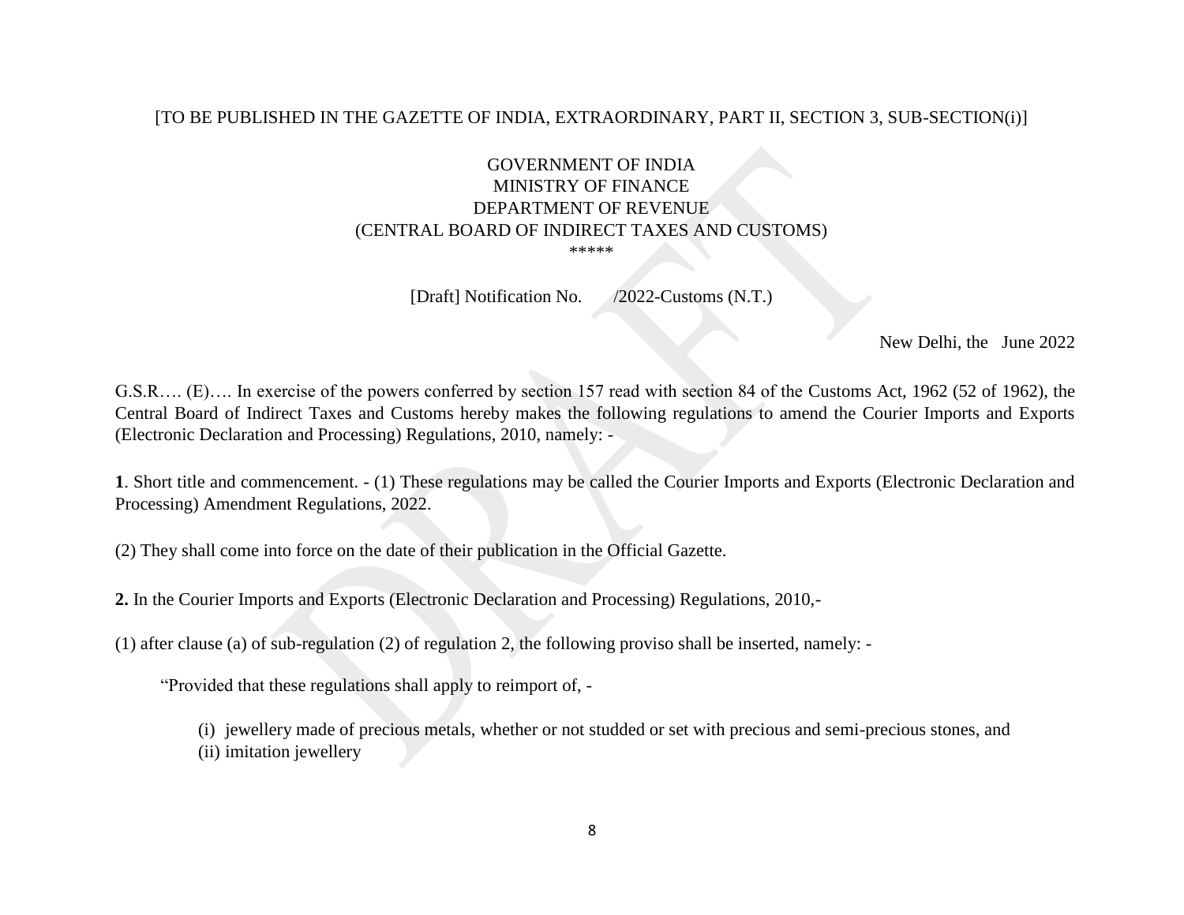[TO BE PUBLISHED IN THE GAZETTE OF INDIA, EXTRAORDINARY, PART II, SECTION 3, SUB-SECTION(i)]

GOVERNMENT OF INDIA
MINISTRY OF FINANCE
DEPARTMENT OF REVENUE
(CENTRAL BOARD OF INDIRECT TAXES AND CUSTOMS)
\*\*\*\*\*

[Draft] Notification No. /2022-Customs (N.T.)

New Delhi, the June 2022

G.S.R…. (E)…. In exercise of the powers conferred by section 157 read with section 84 of the Customs Act, 1962 (52 of 1962), the Central Board of Indirect Taxes and Customs hereby makes the following regulations to amend the Courier Imports and Exports (Electronic Declaration and Processing) Regulations, 2010, namely: -

**1**. Short title and commencement. - (1) These regulations may be called the Courier Imports and Exports (Electronic Declaration and Processing) Amendment Regulations, 2022.

(2) They shall come into force on the date of their publication in the Official Gazette.

**2.** In the Courier Imports and Exports (Electronic Declaration and Processing) Regulations, 2010,-

(1) after clause (a) of sub-regulation (2) of regulation 2, the following proviso shall be inserted, namely: -

"Provided that these regulations shall apply to reimport of, -

(i) jewellery made of precious metals, whether or not studded or set with precious and semi-precious stones, and
(ii) imitation jewellery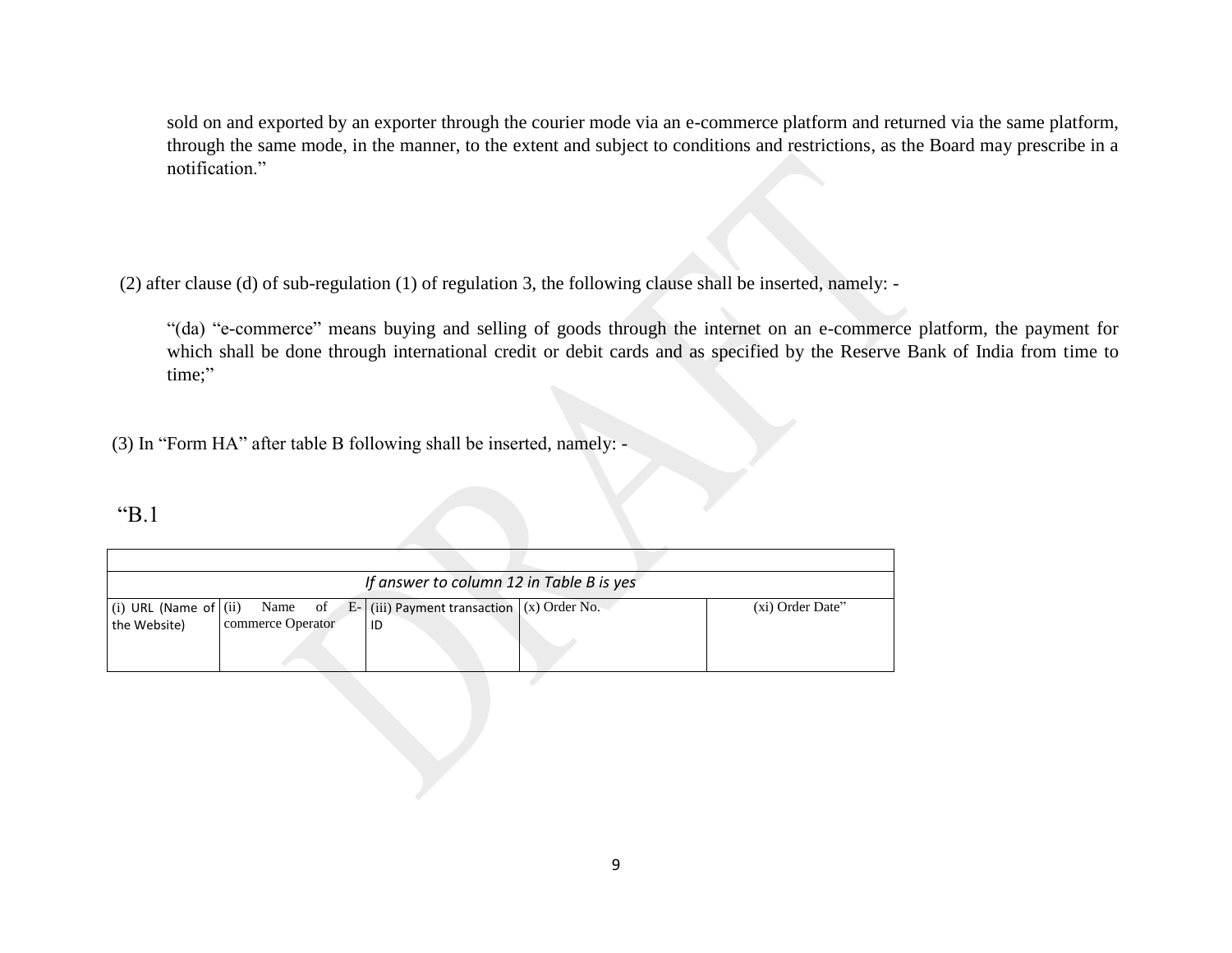sold on and exported by an exporter through the courier mode via an e-commerce platform and returned via the same platform, through the same mode, in the manner, to the extent and subject to conditions and restrictions, as the Board may prescribe in a notification."

(2) after clause (d) of sub-regulation (1) of regulation 3, the following clause shall be inserted, namely: -

"(da) "e-commerce" means buying and selling of goods through the internet on an e-commerce platform, the payment for which shall be done through international credit or debit cards and as specified by the Reserve Bank of India from time to time;"

(3) In "Form HA" after table B following shall be inserted, namely: -

"B.1

| | | | | |
|---|---|---|---|---|
| *If answer to column 12 in Table B is yes* | | | | |
| (i) URL (Name of the Website) | (ii) Name of E-commerce Operator | (iii) Payment transaction ID | (x) Order No. | (xi) Order Date" |
| | | | | |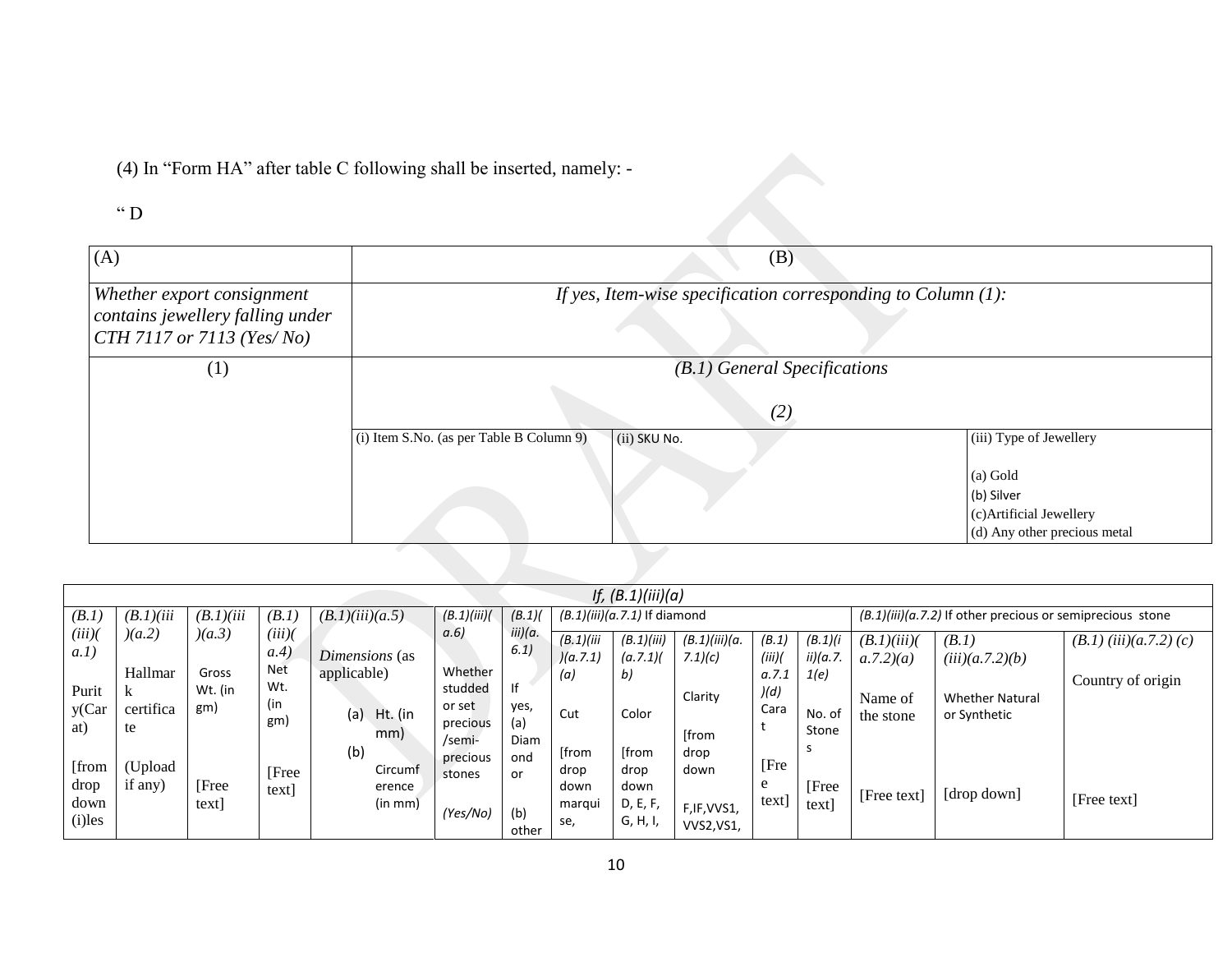(4) In "Form HA" after table C following shall be inserted, namely: -

" D

| (A) | (B) | | |
|---|---|---|---|
| *Whether export consignment contains jewellery falling under CTH 7117 or 7113 (Yes/ No)* | *If yes, Item-wise specification corresponding to Column (1):* | | |
| (1) | *(B.1) General Specifications* (2) | | |
| | (i) Item S.No. (as per Table B Column 9) | (ii) SKU No. | (iii) Type of Jewellery (a) Gold (b) Silver (c)Artificial Jewellery (d) Any other precious metal |

| *If, (B.1)(iii)(a)* | | | | | | | | | | | | | | | |
|---|---|---|---|---|---|---|---|---|---|---|---|---|---|---|---|
| *(B.1)(iii)(a.1)* Purity(Carat) [from drop down (i)les | *(B.1)(iii)(a.2)* Hallmark certificate (Upload if any) | *(B.1)(iii)(a.3)* Gross Wt. (in gm) [Free text] | *(B.1)(iii)(a.4)* Net Wt. (in gm) [Free text] | *(B.1)(iii)(a.5)* *Dimensions* (as applicable) (a) Ht. (in mm) (b) Circumference (in mm) | *(B.1)(iii)(a.6)* Whether studded or set precious /semi-precious stones *(Yes/No)* | *(B.1)(iii)(a.6.1)* If yes, (a) Diamond or (b) other | *(B.1)(iii)(a.7.1)* If diamond | | | | | *(B.1)(iii)(a.7.2)* If other precious or semiprecious stone | | |
| | | | | | | | *(B.1)(iii)(a.7.1)(a)* Cut [from drop down marquise, | *(B.1)(iii)(a.7.1)(b)* Color [from drop down D, E, F, G, H, I, | *(B.1)(iii)(a.7.1)(c)* Clarity [from drop down F,IF,VVS1, VVS2,VS1, | *(B.1)(iii)(a.7.1)(d)* Carat [Free text] | *(B.1)(iii)(a.7.1(e)* No. of Stones [Free text] | *(B.1)(iii)(a.7.2)(a)* Name of the stone [Free text] | *(B.1)(iii)(a.7.2)(b)* Whether Natural or Synthetic [drop down] | *(B.1) (iii)(a.7.2) (c)* Country of origin [Free text] |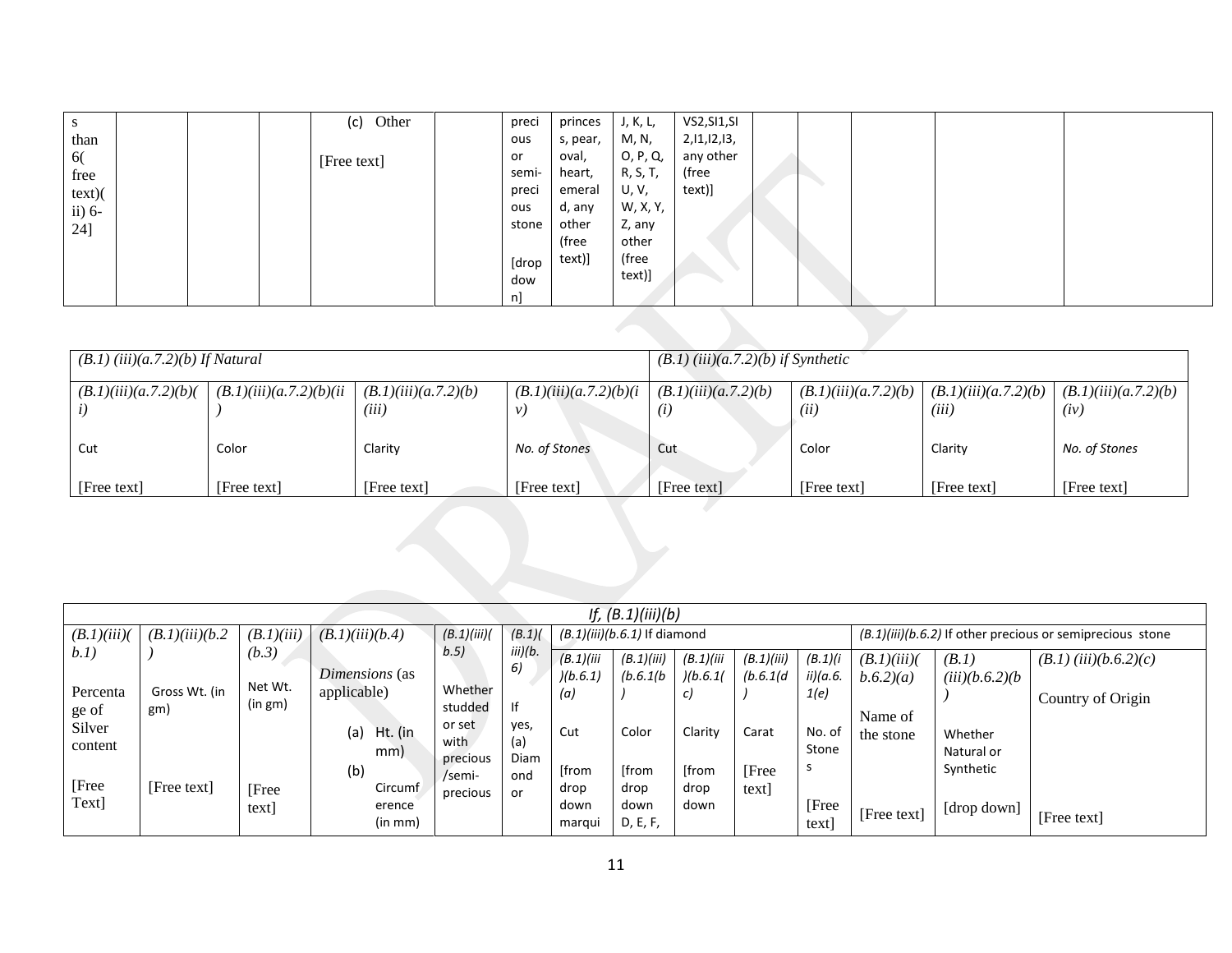| s than 6( free text)( ii) 6-24] | | | | (c) Other [Free text] | | precious or semi-precious stone [drop down] | princess, pear, oval, heart, emerald, any other (free text)] | J, K, L, M, N, O, P, Q, R, S, T, U, V, W, X, Y, Z, any other (free text)] | VS2,SI1,SI2,I1,I2,I3, any other (free text)] | | | | | |
|---|---|---|---|---|---|---|---|---|---|---|---|---|---|---|

| (B.1) (iii)(a.7.2)(b) If Natural | | | | (B.1) (iii)(a.7.2)(b) if Synthetic | | | |
|---|---|---|---|---|---|---|---|
| (B.1)(iii)(a.7.2)(b)(i) Cut [Free text] | (B.1)(iii)(a.7.2)(b)(ii) Color [Free text] | (B.1)(iii)(a.7.2)(b)(iii) Clarity [Free text] | (B.1)(iii)(a.7.2)(b)(iv) No. of Stones [Free text] | (B.1)(iii)(a.7.2)(b)(i) Cut [Free text] | (B.1)(iii)(a.7.2)(b)(ii) Color [Free text] | (B.1)(iii)(a.7.2)(b)(iii) Clarity [Free text] | (B.1)(iii)(a.7.2)(b)(iv) No. of Stones [Free text] |

| If, (B.1)(iii)(b) | | | | | | | | | | | | | |
|---|---|---|---|---|---|---|---|---|---|---|---|---|---|
| (B.1)(iii)(b.1) Percentage of Silver content [Free Text] | (B.1)(iii)(b.2) Gross Wt. (in gm) [Free text] | (B.1)(iii)(b.3) Net Wt. (in gm) [Free text] | (B.1)(iii)(b.4) Dimensions (as applicable) (a) Ht. (in mm) (b) Circumference (in mm) | (B.1)(iii)(b.5) Whether studded or set with precious/semi-precious | (B.1)(iii)(b.6) If yes, (a) Diamond or | (B.1)(iii)(b.6.1) If diamond | | | | | (B.1)(iii)(b.6.2) If other precious or semiprecious stone | | |
| | | | | | | (B.1)(iii)(b.6.1)(a) Cut [from drop down marqui | (B.1)(iii)(b.6.1(b) Color [from drop down D, E, F, | (B.1)(iii)(b.6.1(c) Clarity [from drop down | (B.1)(iii)(b.6.1(d) Carat [Free text] | (B.1)(iii)(a.6.1(e) No. of Stones [Free text] | (B.1)(iii)(b.6.2)(a) Name of the stone [Free text] | (B.1)(iii)(b.6.2)(b) Whether Natural or Synthetic [drop down] | (B.1) (iii)(b.6.2)(c) Country of Origin [Free text] |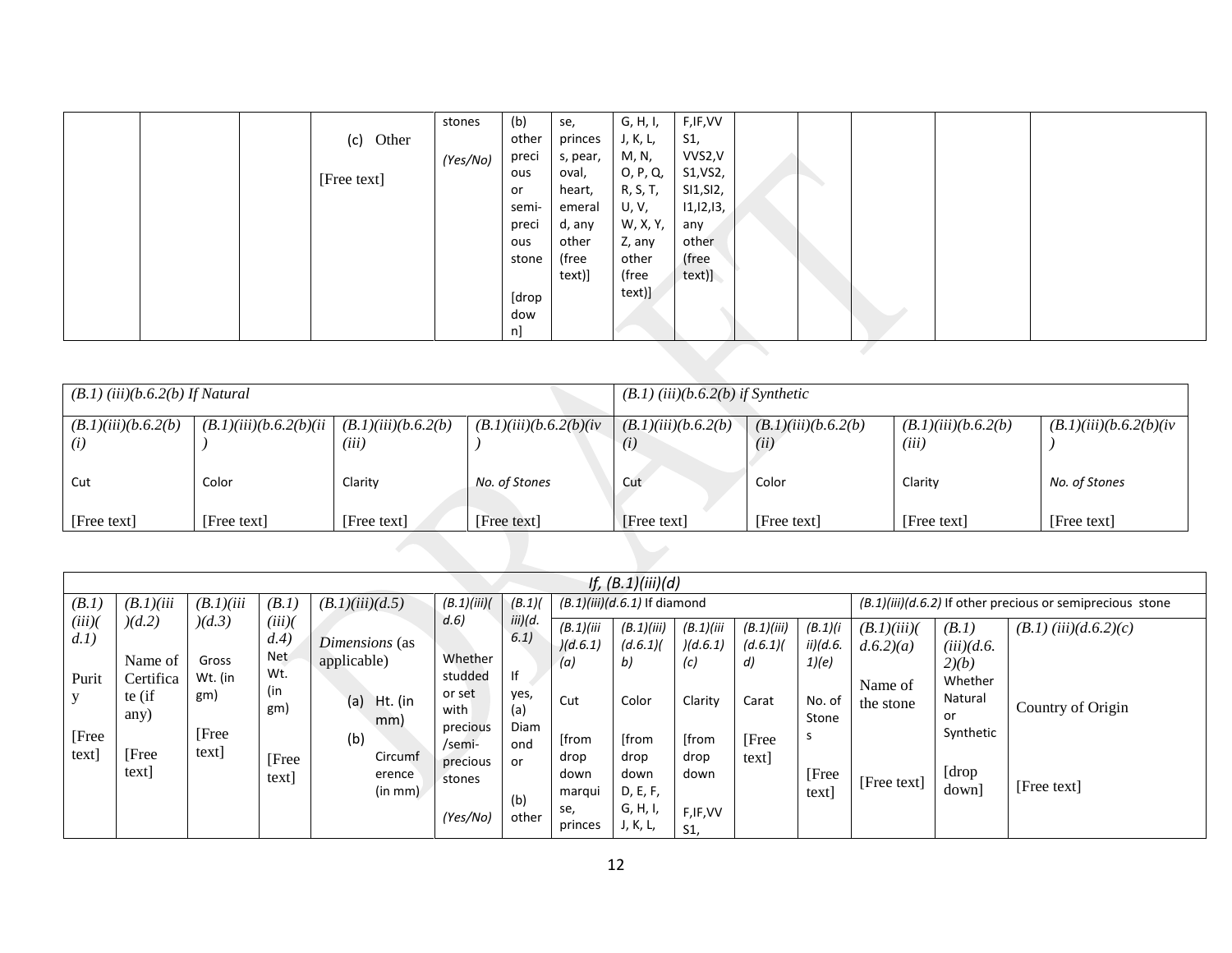|  |  |  | (c) Other<br><br>[Free text] | stones<br><br>*(Yes/No)* | (b) other precious or semi-precious stone<br><br>[drop down] | se, princess, pear, oval, heart, emerald, any other (free text)] | G, H, I, J, K, L, M, N, O, P, Q, R, S, T, U, V, W, X, Y, Z, any other (free text)] | F,IF,VVS1, VVS2,VS1,VS2, SI1,SI2, I1,I2,I3, any other (free text)] |  |  |  |  |  |
|---|---|---|---|---|---|---|---|---|---|---|---|---|---|

| *(B.1) (iii)(b.6.2(b) If Natural* | | | | *(B.1) (iii)(b.6.2(b) if Synthetic* | | | |
|---|---|---|---|---|---|---|---|
| *(B.1)(iii)(b.6.2(b)(i)*<br><br>Cut<br><br>[Free text] | *(B.1)(iii)(b.6.2(b)(ii)*<br><br>Color<br><br>[Free text] | *(B.1)(iii)(b.6.2(b)(iii)*<br><br>Clarity<br><br>[Free text] | *(B.1)(iii)(b.6.2(b)(iv)*<br><br>*No. of Stones*<br><br>[Free text] | *(B.1)(iii)(b.6.2(b)(i)*<br><br>Cut<br><br>[Free text] | *(B.1)(iii)(b.6.2(b)(ii)*<br><br>Color<br><br>[Free text] | *(B.1)(iii)(b.6.2(b)(iii)*<br><br>Clarity<br><br>[Free text] | *(B.1)(iii)(b.6.2(b)(iv)*<br><br>*No. of Stones*<br><br>[Free text] |

| *If, (B.1)(iii)(d)* | | | | | | | | | | | | | | |
|---|---|---|---|---|---|---|---|---|---|---|---|---|---|---|
| *(B.1)(iii)(d.1)*<br><br>Purity<br><br>[Free text] | *(B.1)(iii)(d.2)*<br><br>Name of Certificate (if any)<br><br>[Free text] | *(B.1)(iii)(d.3)*<br><br>Gross Wt. (in gm)<br><br>[Free text] | *(B.1)(iii)(d.4)*<br>Net Wt. (in gm)<br><br>[Free text] | *(B.1)(iii)(d.5)*<br><br>*Dimensions* (as applicable)<br><br>(a) Ht. (in mm)<br>(b) Circumference (in mm) | *(B.1)(iii)(d.6)*<br><br>Whether studded or set with precious /semi-precious stones<br><br>*(Yes/No)* | *(B.1)(iii)(d.6.1)*<br><br>If yes, (a) Diamond or<br><br>(b) other | *(B.1)(iii)(d.6.1)* If diamond<br><br>*(B.1)(iii)(d.6.1)(a)*<br><br>Cut<br><br>[from drop down marquise, princes | *(B.1)(iii)(d.6.1)(b)*<br><br>Color<br><br>[from drop down D, E, F, G, H, I, J, K, L, | *(B.1)(iii)(d.6.1)(c)*<br><br>Clarity<br><br>[from drop down<br><br>F,IF,VVS1, | *(B.1)(iii)(d.6.1)(d)*<br><br>Carat<br><br>[Free text] | *(B.1)(iii)(d.6.1)(e)*<br><br>No. of Stones<br><br>[Free text] | *(B.1)(iii)(d.6.2)* If other precious or semiprecious stone<br><br>*(B.1)(iii)(d.6.2)(a)*<br><br>Name of the stone<br><br>[Free text] | *(B.1)(iii)(d.6.2)(b)*<br>Whether Natural or Synthetic<br><br>[drop down] | *(B.1) (iii)(d.6.2)(c)*<br><br>Country of Origin<br><br>[Free text] |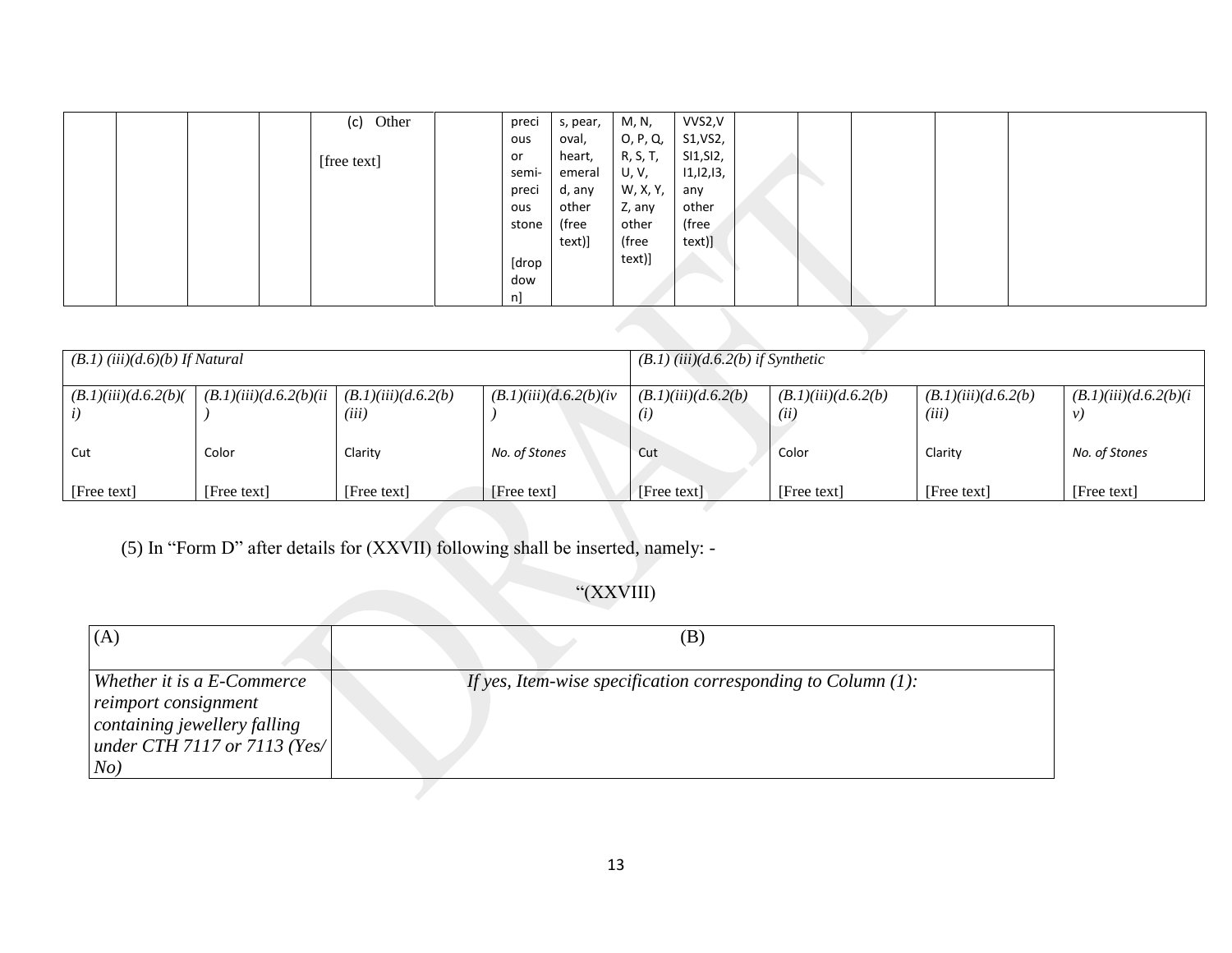|  |  |  |  | (c) Other<br><br>[free text] |  | precious or semi-precious stone<br><br>[drop down] | s, pear, oval, heart, emerald, any other (free text)] | M, N, O, P, Q, R, S, T, U, V, W, X, Y, Z, any other (free text)] | VVS2,VS1,VS2, SI1,SI2, I1,I2,I3, any other (free text)] |  |  |  |  |  |
|---|---|---|---|---|---|---|---|---|---|---|---|---|---|---|

| *(B.1) (iii)(d.6)(b) If Natural* | | | | *(B.1) (iii)(d.6.2)(b) if Synthetic* | | | |
|---|---|---|---|---|---|---|---|
| *(B.1)(iii)(d.6.2(b)(i)* | *(B.1)(iii)(d.6.2(b)(ii)* | *(B.1)(iii)(d.6.2(b)(iii)* | *(B.1)(iii)(d.6.2(b)(iv)* | *(B.1)(iii)(d.6.2(b)(i)* | *(B.1)(iii)(d.6.2(b)(ii)* | *(B.1)(iii)(d.6.2(b)(iii)* | *(B.1)(iii)(d.6.2(b)(iv)* |
| Cut | Color | Clarity | *No. of Stones* | Cut | Color | Clarity | *No. of Stones* |
| [Free text] | [Free text] | [Free text] | [Free text] | [Free text] | [Free text] | [Free text] | [Free text] |

(5) In "Form D" after details for (XXVII) following shall be inserted, namely: -

"(XXVIII)

| (A) | (B) |
|---|---|
| *Whether it is a E-Commerce reimport consignment containing jewellery falling under CTH 7117 or 7113 (Yes/ No)* | *If yes, Item-wise specification corresponding to Column (1):* |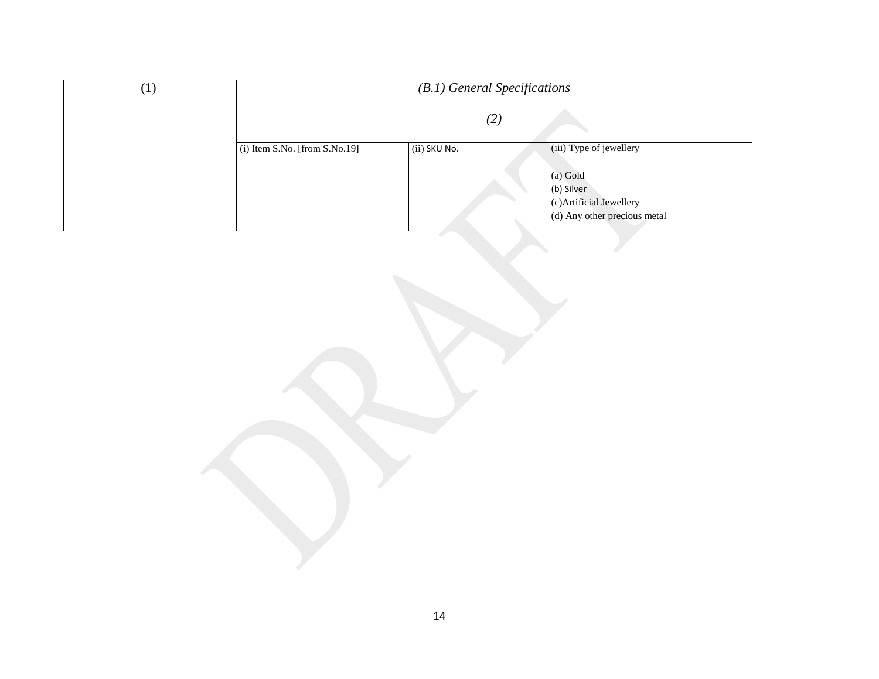| (1) | *(B.1) General Specifications*<br><br>*(2)* | | |
|---|---|---|---|
| | (i) Item S.No. [from S.No.19] | (ii) SKU No. | (iii) Type of jewellery<br><br>(a) Gold<br>(b) Silver<br>(c)Artificial Jewellery<br>(d) Any other precious metal |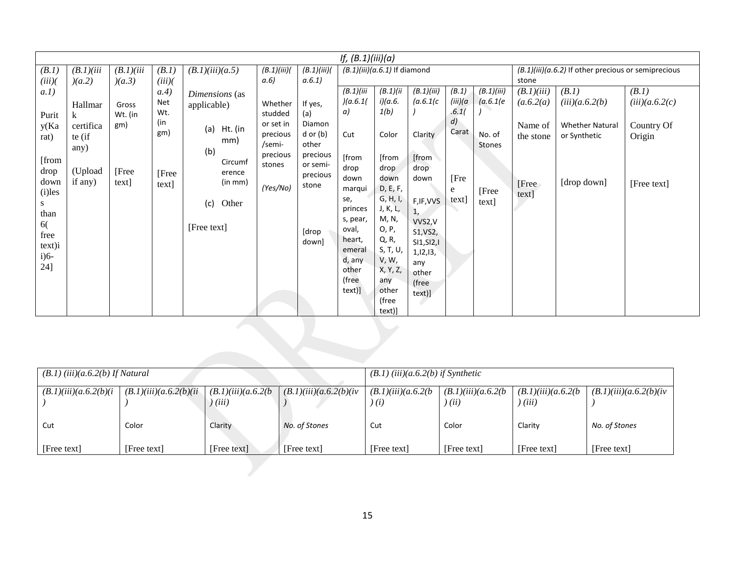| If, (B.1)(iii)(a) | | | | | | | | | | | | | | | |
|---|---|---|---|---|---|---|---|---|---|---|---|---|---|---|---|
| (B.1)(iii)(a.1) Purity(Karat) [from drop down (i)less than 6(free text)ii)6-24] | (B.1)(iii)(a.2) Hallmark certificate (if any) (Upload if any) | (B.1)(iii)(a.3) Gross Wt. (in gm) [Free text] | (B.1)(iii)(a.4) Net Wt. (in gm) [Free text] | (B.1)(iii)(a.5) Dimensions (as applicable) (a) Ht. (in mm) (b) Circumference (in mm) (c) Other [Free text] | (B.1)(iii)(a.6) Whether studded or set in precious /semi-precious stones (Yes/No) | (B.1)(iii)(a.6.1) If yes, (a) Diamond or (b) other precious or semi-precious stone [drop down] | (B.1)(iii)(a.6.1) If diamond | | | | | (B.1)(iii)(a.6.2) If other precious or semiprecious stone | | |
| | | | | | | | (B.1)(iii)(a.6.1(a) Cut [from drop down marquise, princess, pear, oval, heart, emerald, any other (free text)] | (B.1)(iii)(a.6.1(b) Color [from drop down D, E, F, G, H, I, J, K, L, M, N, O, P, Q, R, S, T, U, V, W, X, Y, Z, any other (free text)] | (B.1)(iii)(a.6.1(c) Clarity [from drop down F,IF,VVS1, VVS2,VS1,VS2, SI1,SI2,I1,I2,I3, any other (free text)] | (B.1)(iii)(a.6.1(d) Carat [Free text] | (B.1)(iii)(a.6.1(e) No. of Stones [Free text] | (B.1)(iii)(a.6.2(a) Name of the stone [Free text] | (B.1)(iii)(a.6.2(b) Whether Natural or Synthetic [drop down] | (B.1)(iii)(a.6.2(c) Country Of Origin [Free text] |

| (B.1) (iii)(a.6.2(b) If Natural | | | | (B.1) (iii)(a.6.2(b) if Synthetic | | | |
|---|---|---|---|---|---|---|---|
| (B.1)(iii)(a.6.2(b)(i) Cut | (B.1)(iii)(a.6.2(b)(ii) Color | (B.1)(iii)(a.6.2(b) (iii) Clarity | (B.1)(iii)(a.6.2(b)(iv) No. of Stones | (B.1)(iii)(a.6.2(b) (i) Cut | (B.1)(iii)(a.6.2(b) (ii) Color | (B.1)(iii)(a.6.2(b) (iii) Clarity | (B.1)(iii)(a.6.2(b)(iv) No. of Stones |
| [Free text] | [Free text] | [Free text] | [Free text] | [Free text] | [Free text] | [Free text] | [Free text] |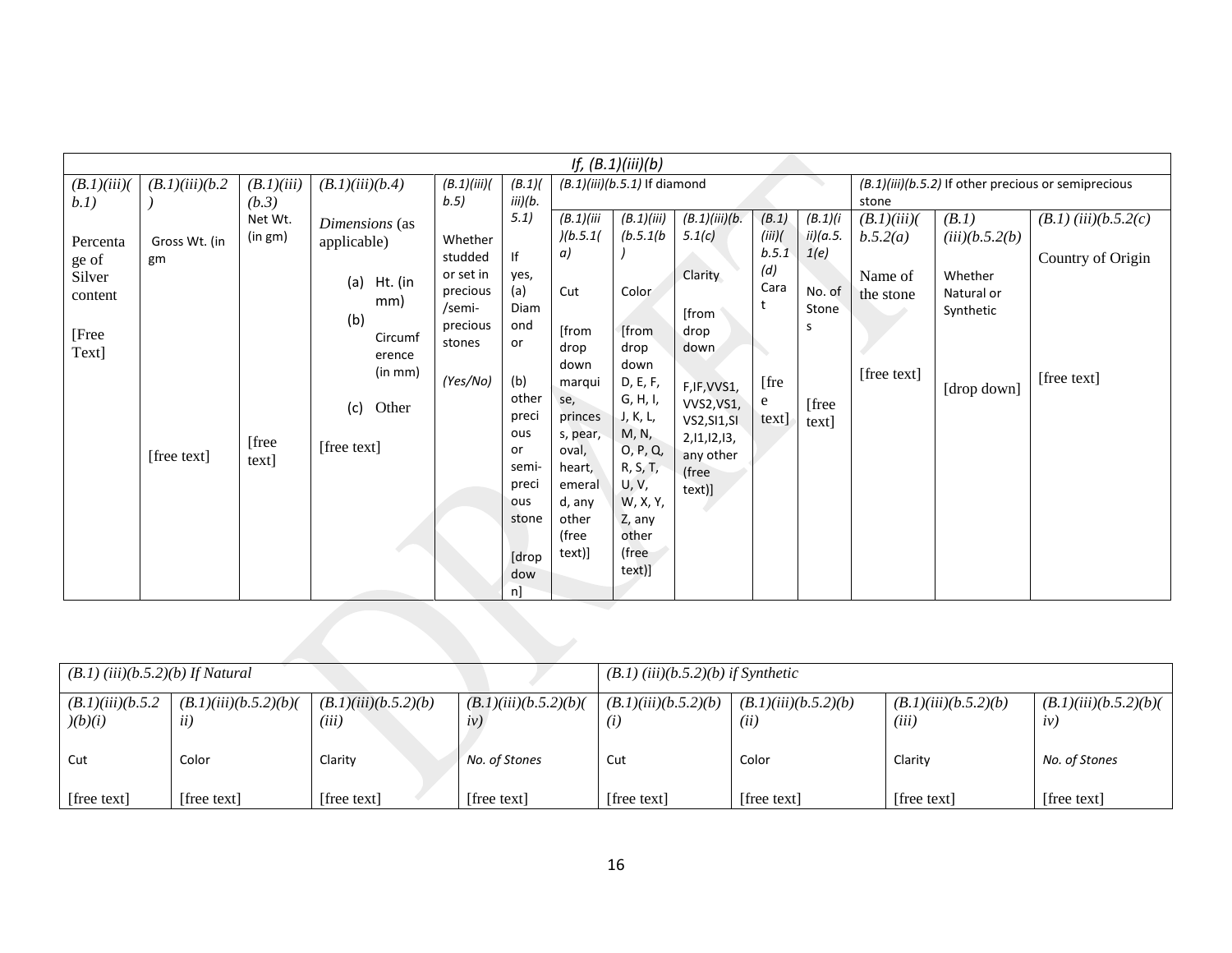| If, (B.1)(iii)(b) | | | | | | | | | | | | | | |
|---|---|---|---|---|---|---|---|---|---|---|---|---|---|---|
| (B.1)(iii)(b.1) | (B.1)(iii)(b.2) | (B.1)(iii)(b.3) | (B.1)(iii)(b.4) | (B.1)(iii)(b.5) | (B.1)(iii)(b.5.1) | (B.1)(iii)(b.5.1) If diamond | | | | | (B.1)(iii)(b.5.2) If other precious or semiprecious stone | | |
| | | | | | | (B.1)(iii)(b.5.1(a) | (B.1)(iii)(b.5.1(b) | (B.1)(iii)(b.5.1(c) | (B.1)(iii)(b.5.1(d) | (B.1)(iii)(a.5.1(e) | (B.1)(iii)(b.5.2(a) | (B.1)(iii)(b.5.2(b) | (B.1)(iii)(b.5.2(c) |
| Percentage of Silver content<br>[Free Text] | Gross Wt. (in gm)<br>[free text] | Net Wt. (in gm)<br>[free text] | Dimensions (as applicable)<br>(a) Ht. (in mm)<br>(b) Circumference (in mm)<br>(c) Other<br>[free text] | Whether studded or set in precious /semi-precious stones<br>(Yes/No) | If yes, (a) Diamond or (b) other precious or semi-precious stone<br>[drop down] | Cut<br>[from drop down marquise, princess, pear, oval, heart, emerald, any other (free text)] | Color<br>[from drop down D, E, F, G, H, I, J, K, L, M, N, O, P, Q, R, S, T, U, V, W, X, Y, Z, any other (free text)] | Clarity<br>[from drop down F,IF,VVS1, VVS2,VS1, VS2,SI1,SI2,I1,I2,I3, any other (free text)] | Carat<br>[free text] | No. of Stones<br>[free text] | Name of the stone<br>[free text] | Whether Natural or Synthetic<br>[drop down] | Country of Origin<br>[free text] |

| (B.1) (iii)(b.5.2)(b) If Natural | | | | (B.1) (iii)(b.5.2)(b) if Synthetic | | | |
|---|---|---|---|---|---|---|---|
| (B.1)(iii)(b.5.2)(b)(i) | (B.1)(iii)(b.5.2)(b)(ii) | (B.1)(iii)(b.5.2)(b)(iii) | (B.1)(iii)(b.5.2)(b)(iv) | (B.1)(iii)(b.5.2)(b)(i) | (B.1)(iii)(b.5.2)(b)(ii) | (B.1)(iii)(b.5.2)(b)(iii) | (B.1)(iii)(b.5.2)(b)(iv) |
| Cut | Color | Clarity | No. of Stones | Cut | Color | Clarity | No. of Stones |
| [free text] | [free text] | [free text] | [free text] | [free text] | [free text] | [free text] | [free text] |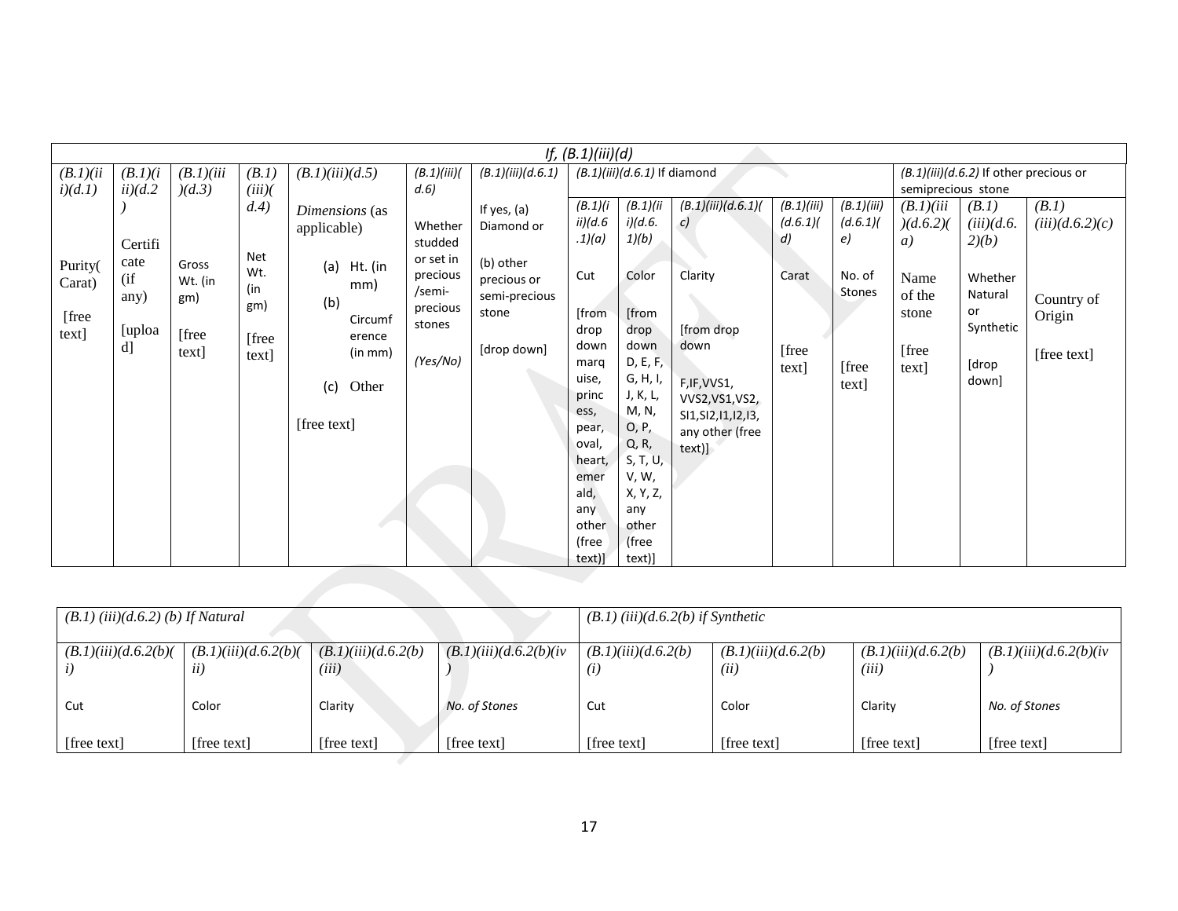| If, (B.1)(iii)(d) | | | | | | | | | | | | | | |
|---|---|---|---|---|---|---|---|---|---|---|---|---|---|---|
| (B.1)(iii)(d.1) | (B.1)(iii)(d.2) | (B.1)(iii)(d.3) | (B.1)(iii)(d.4) | (B.1)(iii)(d.5) | (B.1)(iii)(d.6) | (B.1)(iii)(d.6.1) | (B.1)(iii)(d.6.1) If diamond | | | | | (B.1)(iii)(d.6.2) If other precious or semiprecious stone | | |
| | | | | | | | (B.1)(iii)(d.6.1)(a) | (B.1)(iii)(d.6.1)(b) | (B.1)(iii)(d.6.1)(c) | (B.1)(iii)(d.6.1)(d) | (B.1)(iii)(d.6.1)(e) | (B.1)(iii)(d.6.2)(a) | (B.1)(iii)(d.6.2)(b) | (B.1)(iii)(d.6.2)(c) |
| Purity(Carat) [free text] | Certificate (if any) [upload] | Gross Wt. (in gm) [free text] | Net Wt. (in gm) [free text] | Dimensions (as applicable) (a) Ht. (in mm) (b) Circumference (in mm) (c) Other [free text] | Whether studded or set in precious /semi-precious stones (Yes/No) | If yes, (a) Diamond or (b) other precious or semi-precious stone [drop down] | Cut [from drop down marquise, princess, pear, oval, heart, emerald, any other (free text)] | Color [from drop down D, E, F, G, H, I, J, K, L, M, N, O, P, Q, R, S, T, U, V, W, X, Y, Z, any other (free text)] | Clarity [from drop down F,IF,VVS1, VVS2,VS1,VS2, SI1,SI2,I1,I2,I3, any other (free text)] | Carat [free text] | No. of Stones [free text] | Name of the stone [free text] | Whether Natural or Synthetic [drop down] | Country of Origin [free text] |

| (B.1) (iii)(d.6.2) (b) If Natural | | | | (B.1) (iii)(d.6.2(b) if Synthetic | | | |
|---|---|---|---|---|---|---|---|
| (B.1)(iii)(d.6.2(b)(i) | (B.1)(iii)(d.6.2(b)(ii) | (B.1)(iii)(d.6.2(b)(iii) | (B.1)(iii)(d.6.2(b)(iv) | (B.1)(iii)(d.6.2(b)(i) | (B.1)(iii)(d.6.2(b)(ii) | (B.1)(iii)(d.6.2(b)(iii) | (B.1)(iii)(d.6.2(b)(iv) |
| Cut | Color | Clarity | No. of Stones | Cut | Color | Clarity | No. of Stones |
| [free text] | [free text] | [free text] | [free text] | [free text] | [free text] | [free text] | [free text] |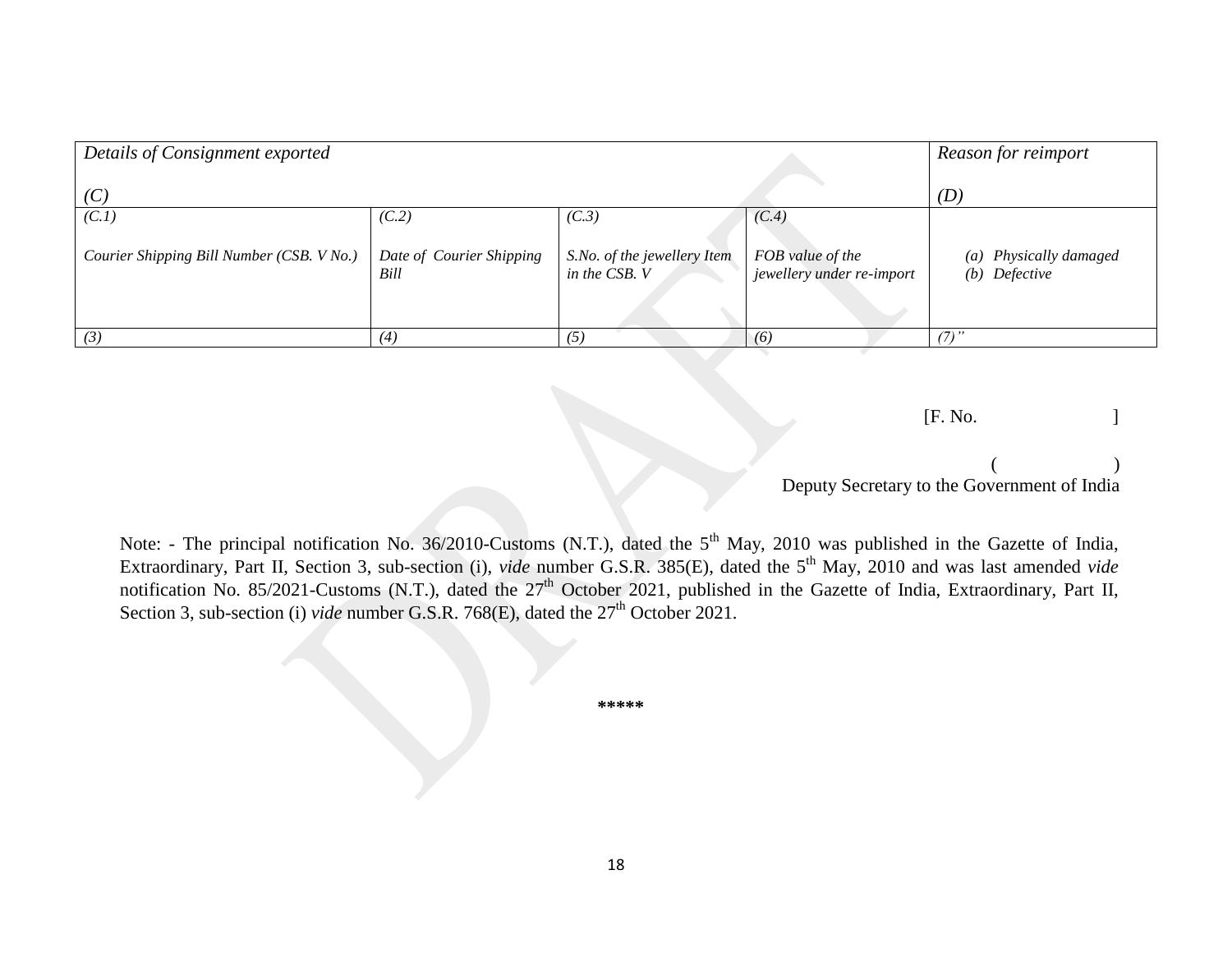| *Details of Consignment exported* | | | | *Reason for reimport* |
|---|---|---|---|---|
| *(C)* | | | | *(D)* |
| *(C.1)* | *(C.2)* | *(C.3)* | *(C.4)* | |
| *Courier Shipping Bill Number (CSB. V No.)* | *Date of Courier Shipping Bill* | *S.No. of the jewellery Item in the CSB. V* | *FOB value of the jewellery under re-import* | *(a) Physically damaged (b) Defective* |
| *(3)* | *(4)* | *(5)* | *(6)* | *(7)"* |

[F. No. ]

( )
Deputy Secretary to the Government of India

Note: - The principal notification No. 36/2010-Customs (N.T.), dated the 5th May, 2010 was published in the Gazette of India, Extraordinary, Part II, Section 3, sub-section (i), *vide* number G.S.R. 385(E), dated the 5th May, 2010 and was last amended *vide* notification No. 85/2021-Customs (N.T.), dated the 27th October 2021, published in the Gazette of India, Extraordinary, Part II, Section 3, sub-section (i) *vide* number G.S.R. 768(E), dated the 27th October 2021.

*****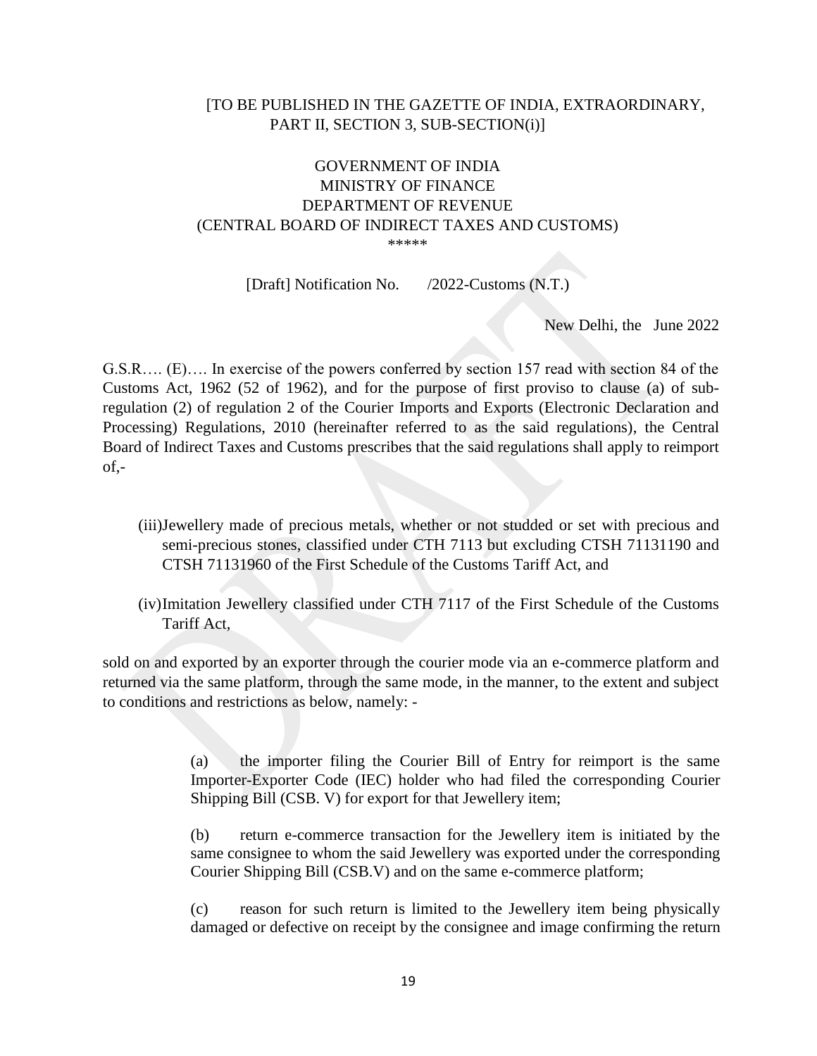[TO BE PUBLISHED IN THE GAZETTE OF INDIA, EXTRAORDINARY, PART II, SECTION 3, SUB-SECTION(i)]

GOVERNMENT OF INDIA
MINISTRY OF FINANCE
DEPARTMENT OF REVENUE
(CENTRAL BOARD OF INDIRECT TAXES AND CUSTOMS)
\*\*\*\*\*

[Draft] Notification No. /2022-Customs (N.T.)

New Delhi, the June 2022

G.S.R…. (E)…. In exercise of the powers conferred by section 157 read with section 84 of the Customs Act, 1962 (52 of 1962), and for the purpose of first proviso to clause (a) of sub-regulation (2) of regulation 2 of the Courier Imports and Exports (Electronic Declaration and Processing) Regulations, 2010 (hereinafter referred to as the said regulations), the Central Board of Indirect Taxes and Customs prescribes that the said regulations shall apply to reimport of,-

(iii) Jewellery made of precious metals, whether or not studded or set with precious and semi-precious stones, classified under CTH 7113 but excluding CTSH 71131190 and CTSH 71131960 of the First Schedule of the Customs Tariff Act, and

(iv) Imitation Jewellery classified under CTH 7117 of the First Schedule of the Customs Tariff Act,

sold on and exported by an exporter through the courier mode via an e-commerce platform and returned via the same platform, through the same mode, in the manner, to the extent and subject to conditions and restrictions as below, namely: -

(a) the importer filing the Courier Bill of Entry for reimport is the same Importer-Exporter Code (IEC) holder who had filed the corresponding Courier Shipping Bill (CSB. V) for export for that Jewellery item;

(b) return e-commerce transaction for the Jewellery item is initiated by the same consignee to whom the said Jewellery was exported under the corresponding Courier Shipping Bill (CSB.V) and on the same e-commerce platform;

(c) reason for such return is limited to the Jewellery item being physically damaged or defective on receipt by the consignee and image confirming the return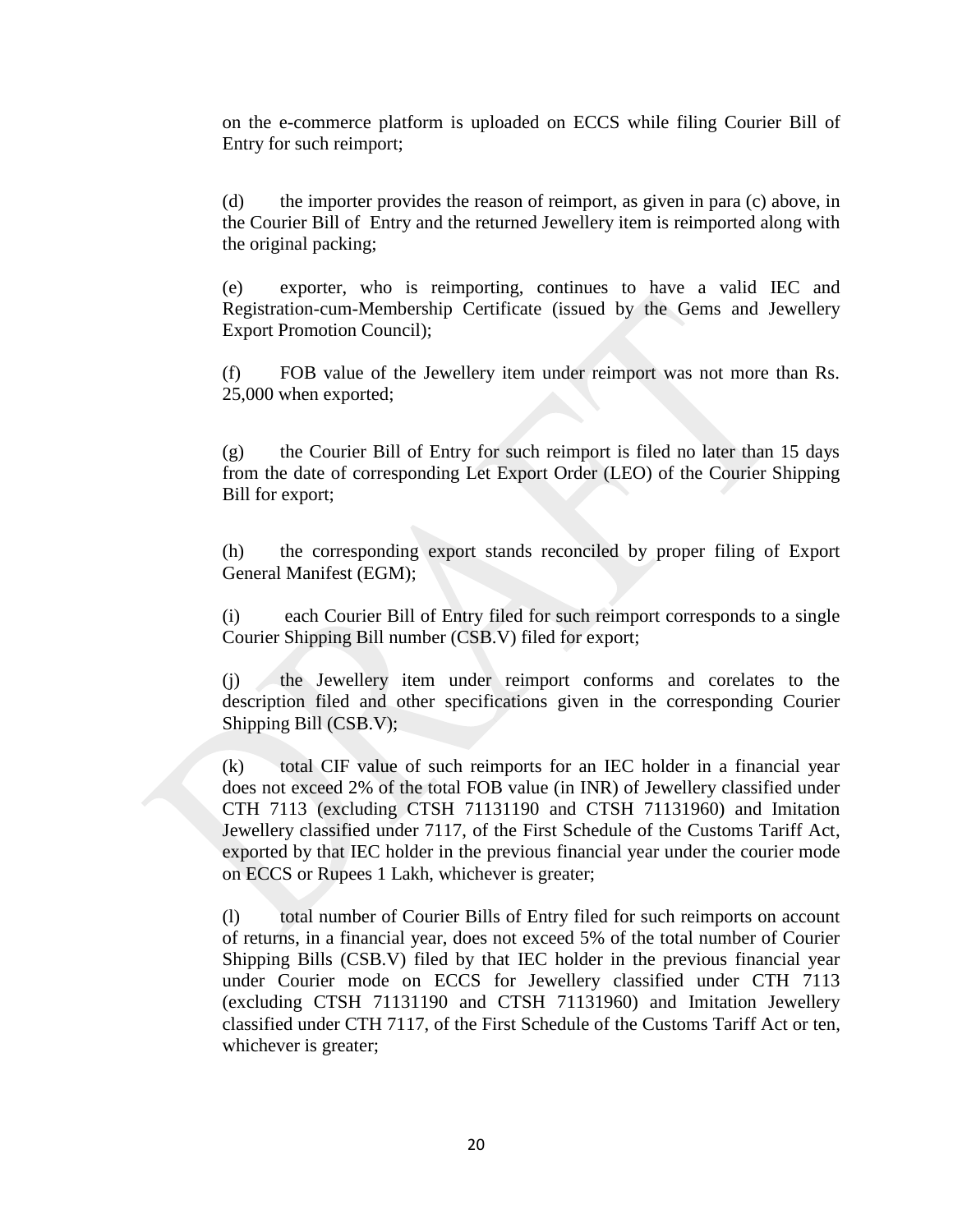on the e-commerce platform is uploaded on ECCS while filing Courier Bill of Entry for such reimport;

(d) the importer provides the reason of reimport, as given in para (c) above, in the Courier Bill of Entry and the returned Jewellery item is reimported along with the original packing;

(e) exporter, who is reimporting, continues to have a valid IEC and Registration-cum-Membership Certificate (issued by the Gems and Jewellery Export Promotion Council);

(f) FOB value of the Jewellery item under reimport was not more than Rs. 25,000 when exported;

(g) the Courier Bill of Entry for such reimport is filed no later than 15 days from the date of corresponding Let Export Order (LEO) of the Courier Shipping Bill for export;

(h) the corresponding export stands reconciled by proper filing of Export General Manifest (EGM);

(i) each Courier Bill of Entry filed for such reimport corresponds to a single Courier Shipping Bill number (CSB.V) filed for export;

(j) the Jewellery item under reimport conforms and corelates to the description filed and other specifications given in the corresponding Courier Shipping Bill (CSB.V);

(k) total CIF value of such reimports for an IEC holder in a financial year does not exceed 2% of the total FOB value (in INR) of Jewellery classified under CTH 7113 (excluding CTSH 71131190 and CTSH 71131960) and Imitation Jewellery classified under 7117, of the First Schedule of the Customs Tariff Act, exported by that IEC holder in the previous financial year under the courier mode on ECCS or Rupees 1 Lakh, whichever is greater;

(l) total number of Courier Bills of Entry filed for such reimports on account of returns, in a financial year, does not exceed 5% of the total number of Courier Shipping Bills (CSB.V) filed by that IEC holder in the previous financial year under Courier mode on ECCS for Jewellery classified under CTH 7113 (excluding CTSH 71131190 and CTSH 71131960) and Imitation Jewellery classified under CTH 7117, of the First Schedule of the Customs Tariff Act or ten, whichever is greater;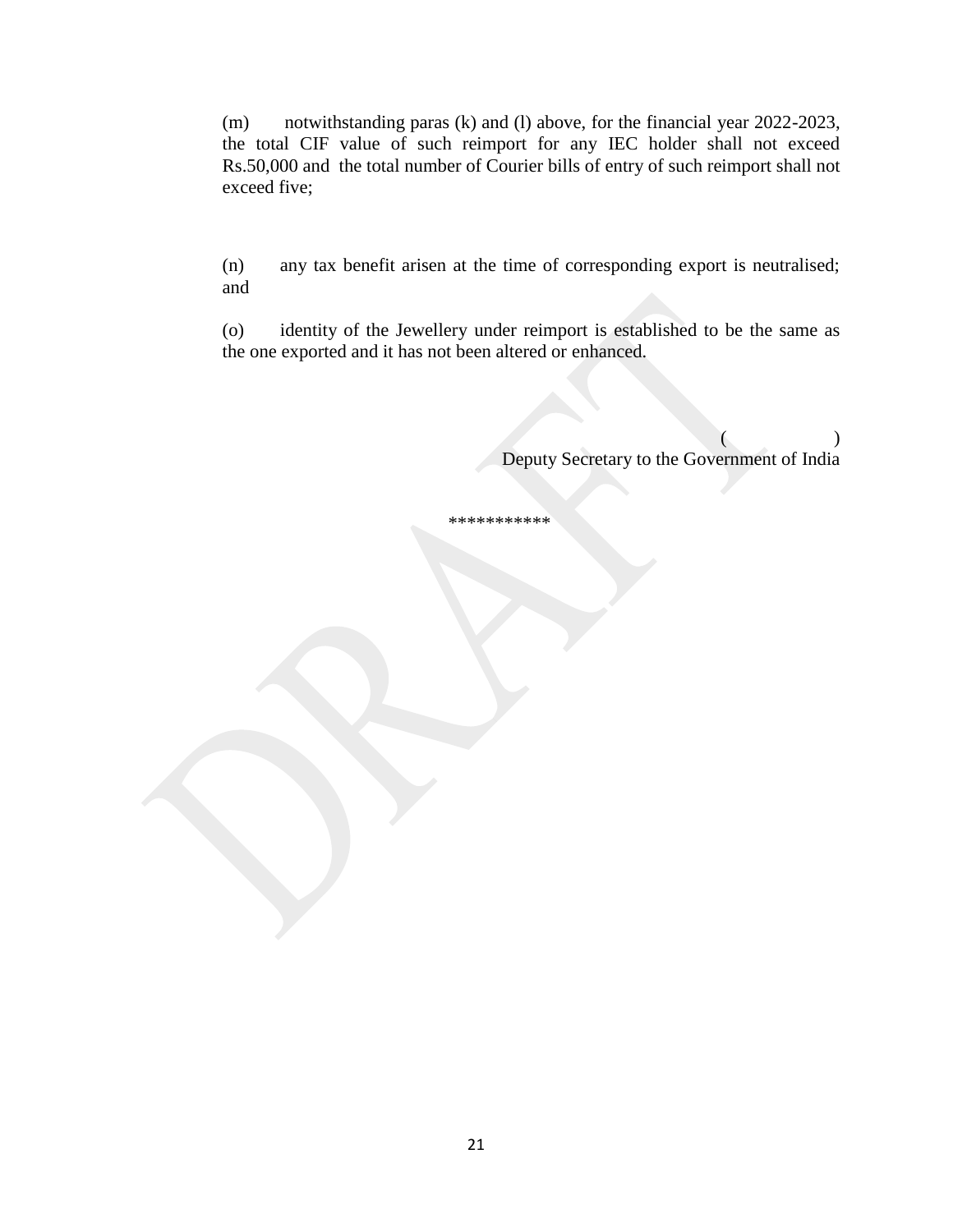(m) notwithstanding paras (k) and (l) above, for the financial year 2022-2023, the total CIF value of such reimport for any IEC holder shall not exceed Rs.50,000 and the total number of Courier bills of entry of such reimport shall not exceed five;

(n) any tax benefit arisen at the time of corresponding export is neutralised; and

(o) identity of the Jewellery under reimport is established to be the same as the one exported and it has not been altered or enhanced.

( )
Deputy Secretary to the Government of India

***********